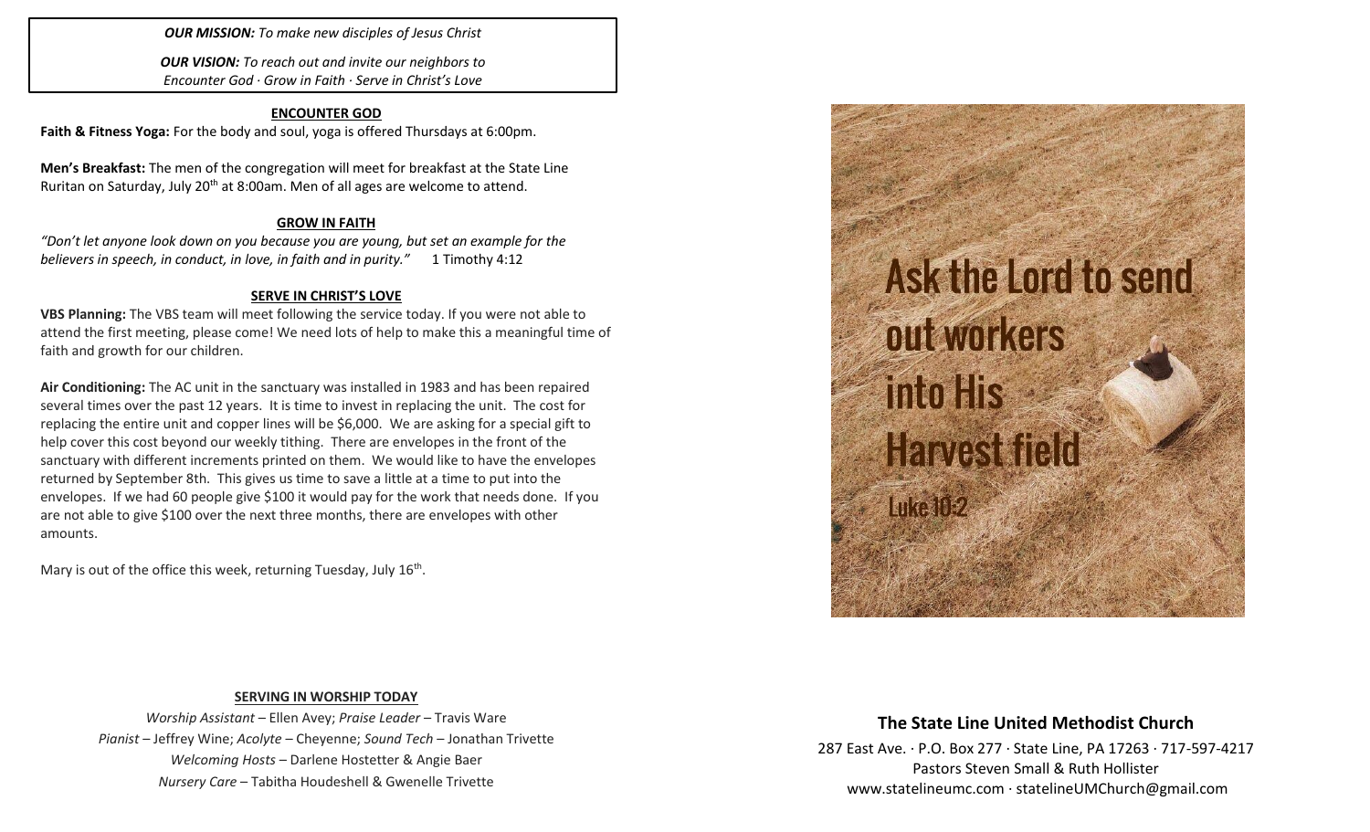***OUR MISSION:*** *To make new disciples of Jesus Christ*

***OUR VISION:*** *To reach out and invite our neighbors to Encounter God · Grow in Faith · Serve in Christ's Love*

## ENCOUNTER GOD

**Faith & Fitness Yoga:** For the body and soul, yoga is offered Thursdays at 6:00pm.

**Men's Breakfast:** The men of the congregation will meet for breakfast at the State Line Ruritan on Saturday, July 20th at 8:00am. Men of all ages are welcome to attend.

## GROW IN FAITH

*"Don't let anyone look down on you because you are young, but set an example for the believers in speech, in conduct, in love, in faith and in purity."* 1 Timothy 4:12

## SERVE IN CHRIST'S LOVE

**VBS Planning:** The VBS team will meet following the service today. If you were not able to attend the first meeting, please come! We need lots of help to make this a meaningful time of faith and growth for our children.

**Air Conditioning:** The AC unit in the sanctuary was installed in 1983 and has been repaired several times over the past 12 years. It is time to invest in replacing the unit. The cost for replacing the entire unit and copper lines will be $6,000. We are asking for a special gift to help cover this cost beyond our weekly tithing. There are envelopes in the front of the sanctuary with different increments printed on them. We would like to have the envelopes returned by September 8th. This gives us time to save a little at a time to put into the envelopes. If we had 60 people give $100 it would pay for the work that needs done. If you are not able to give $100 over the next three months, there are envelopes with other amounts.

Mary is out of the office this week, returning Tuesday, July 16th.

## SERVING IN WORSHIP TODAY

*Worship Assistant* – Ellen Avey; *Praise Leader* – Travis Ware
*Pianist* – Jeffrey Wine; *Acolyte* – Cheyenne; *Sound Tech* – Jonathan Trivette
*Welcoming Hosts* – Darlene Hostetter & Angie Baer
*Nursery Care* – Tabitha Houdeshell & Gwenelle Trivette

Ask the Lord to send out workers into His Harvest field
Luke 10:2

## The State Line United Methodist Church

287 East Ave. · P.O. Box 277 · State Line, PA 17263 · 717-597-4217
Pastors Steven Small & Ruth Hollister
www.statelineumc.com · statelineUMChurch@gmail.com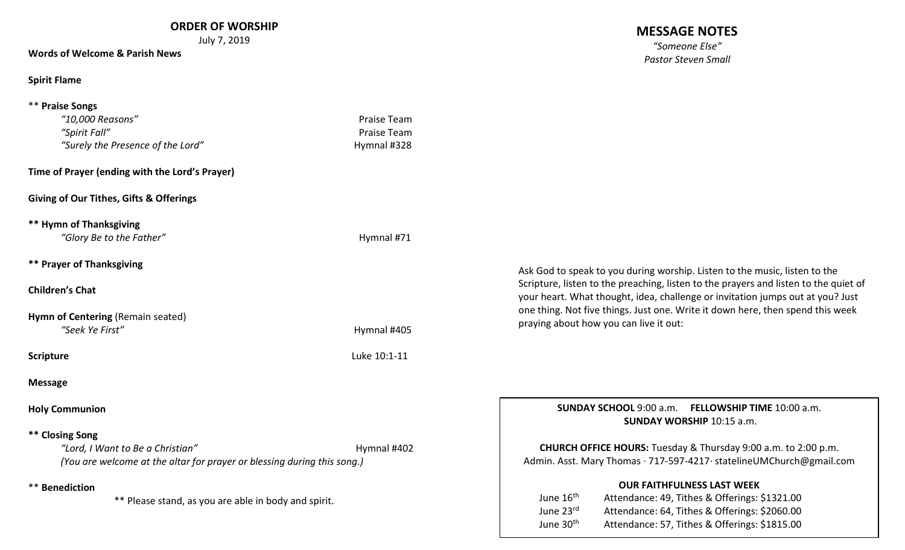## ORDER OF WORSHIP

July 7, 2019

**Words of Welcome & Parish News**

**Spirit Flame**

** **Praise Songs**

*"10,000 Reasons"* — Praise Team
*"Spirit Fall"* — Praise Team
*"Surely the Presence of the Lord"* — Hymnal #328

**Time of Prayer (ending with the Lord's Prayer)**

**Giving of Our Tithes, Gifts & Offerings**

**** Hymn of Thanksgiving**

*"Glory Be to the Father"* — Hymnal #71

**** Prayer of Thanksgiving**

**Children's Chat**

**Hymn of Centering** (Remain seated)

*"Seek Ye First"* — Hymnal #405

**Scripture** — Luke 10:1-11

**Message**

**Holy Communion**

**** Closing Song**

*"Lord, I Want to Be a Christian"* — Hymnal #402
*(You are welcome at the altar for prayer or blessing during this song.)*

** **Benediction**

** Please stand, as you are able in body and spirit.

## MESSAGE NOTES

*"Someone Else"*
*Pastor Steven Small*

Ask God to speak to you during worship. Listen to the music, listen to the Scripture, listen to the preaching, listen to the prayers and listen to the quiet of your heart. What thought, idea, challenge or invitation jumps out at you? Just one thing. Not five things. Just one. Write it down here, then spend this week praying about how you can live it out:

**SUNDAY SCHOOL** 9:00 a.m. **FELLOWSHIP TIME** 10:00 a.m.
**SUNDAY WORSHIP** 10:15 a.m.

**CHURCH OFFICE HOURS:** Tuesday & Thursday 9:00 a.m. to 2:00 p.m.
Admin. Asst. Mary Thomas · 717-597-4217· statelineUMChurch@gmail.com

**OUR FAITHFULNESS LAST WEEK**

| | |
|---|---|
| June 16th | Attendance: 49, Tithes & Offerings: $1321.00 |
| June 23rd | Attendance: 64, Tithes & Offerings: $2060.00 |
| June 30th | Attendance: 57, Tithes & Offerings: $1815.00 |